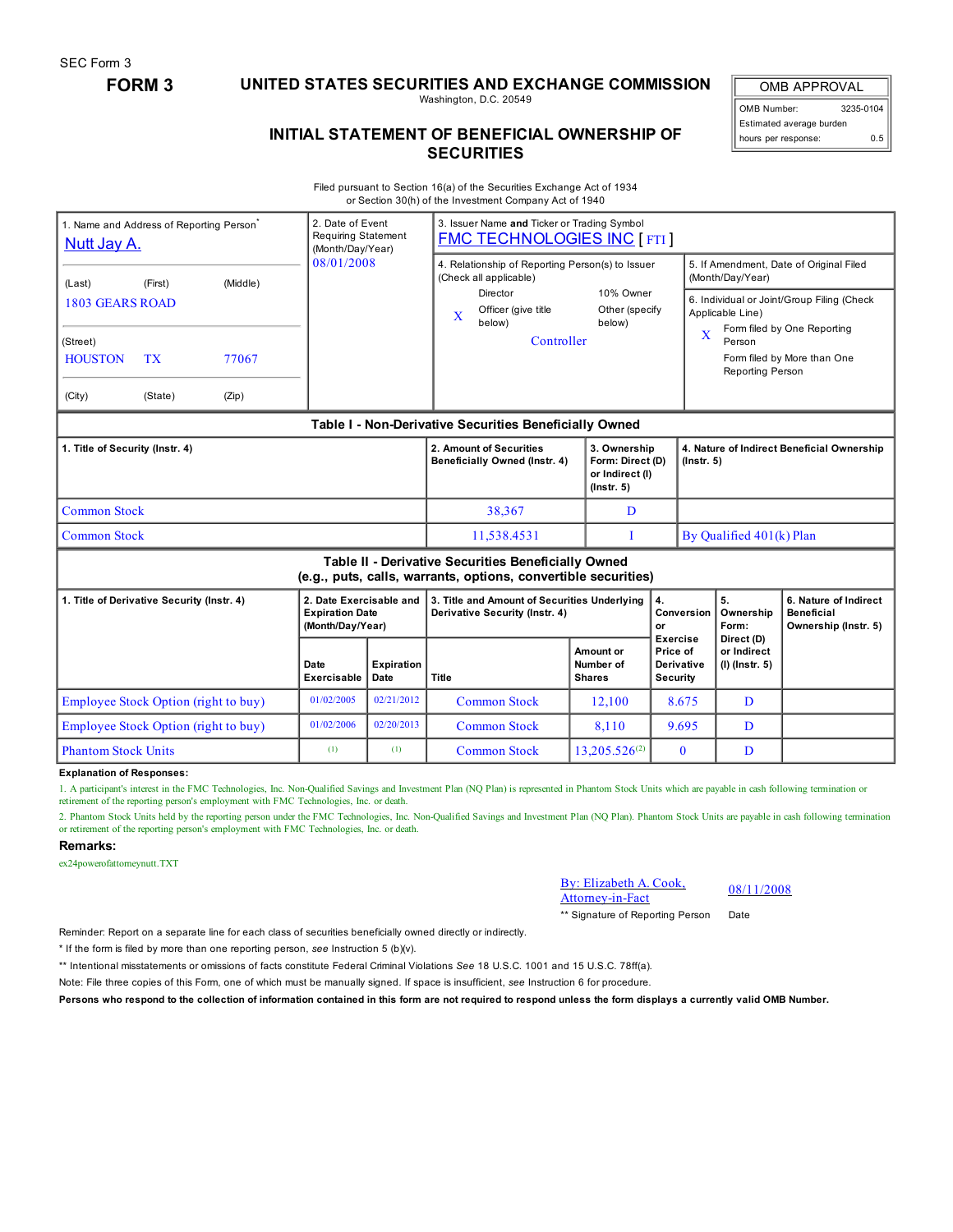SEC Form 3

# FORM 3

## UNITED STATES SECURITIES AND EXCHANGE COMMISSION

Washington, D.C. 20549

## INITIAL STATEMENT OF BENEFICIAL OWNERSHIP OF SECURITIES

| OMB APPROVAL | |
|---|---|
| OMB Number: | 3235-0104 |
| Estimated average burden hours per response: | 0.5 |

Filed pursuant to Section 16(a) of the Securities Exchange Act of 1934
or Section 30(h) of the Investment Company Act of 1940

| 1. Name and Address of Reporting Person* | 2. Date of Event Requiring Statement (Month/Day/Year) | 3. Issuer Name and Ticker or Trading Symbol |
|---|---|---|
| Nutt Jay A.<br>(Last) (First) (Middle)<br>1803 GEARS ROAD<br>(Street)<br>HOUSTON TX 77067<br>(City) (State) (Zip) | 08/01/2008 | FMC TECHNOLOGIES INC [ FTI ]<br><br>4. Relationship of Reporting Person(s) to Issuer (Check all applicable)<br>Director / 10% Owner<br>X Officer (give title below) / Other (specify below)<br>Controller<br><br>5. If Amendment, Date of Original Filed (Month/Day/Year)<br><br>6. Individual or Joint/Group Filing (Check Applicable Line)<br>X Form filed by One Reporting Person<br>Form filed by More than One Reporting Person |

### Table I - Non-Derivative Securities Beneficially Owned

| 1. Title of Security (Instr. 4) | 2. Amount of Securities Beneficially Owned (Instr. 4) | 3. Ownership Form: Direct (D) or Indirect (I) (Instr. 5) | 4. Nature of Indirect Beneficial Ownership (Instr. 5) |
|---|---|---|---|
| Common Stock | 38,367 | D | |
| Common Stock | 11,538.4531 | I | By Qualified 401(k) Plan |

### Table II - Derivative Securities Beneficially Owned (e.g., puts, calls, warrants, options, convertible securities)

| 1. Title of Derivative Security (Instr. 4) | 2. Date Exercisable and Expiration Date (Month/Day/Year) | | 3. Title and Amount of Securities Underlying Derivative Security (Instr. 4) | | 4. Conversion or Exercise Price of Derivative Security | 5. Ownership Form: Direct (D) or Indirect (I) (Instr. 5) | 6. Nature of Indirect Beneficial Ownership (Instr. 5) |
|---|---|---|---|---|---|---|---|
| | Date Exercisable | Expiration Date | Title | Amount or Number of Shares | | | |
| Employee Stock Option (right to buy) | 01/02/2005 | 02/21/2012 | Common Stock | 12,100 | 8.675 | D | |
| Employee Stock Option (right to buy) | 01/02/2006 | 02/20/2013 | Common Stock | 8,110 | 9.695 | D | |
| Phantom Stock Units | (1) | (1) | Common Stock | 13,205.526(2) | 0 | D | |

**Explanation of Responses:**

1. A participant's interest in the FMC Technologies, Inc. Non-Qualified Savings and Investment Plan (NQ Plan) is represented in Phantom Stock Units which are payable in cash following termination or retirement of the reporting person's employment with FMC Technologies, Inc. or death.

2. Phantom Stock Units held by the reporting person under the FMC Technologies, Inc. Non-Qualified Savings and Investment Plan (NQ Plan). Phantom Stock Units are payable in cash following termination or retirement of the reporting person's employment with FMC Technologies, Inc. or death.

**Remarks:**

ex24powerofattorneynutt.TXT

| By: Elizabeth A. Cook, Attorney-in-Fact | 08/11/2008 |
|---|---|
| ** Signature of Reporting Person | Date |

Reminder: Report on a separate line for each class of securities beneficially owned directly or indirectly.

\* If the form is filed by more than one reporting person, *see* Instruction 5 (b)(v).

** Intentional misstatements or omissions of facts constitute Federal Criminal Violations *See* 18 U.S.C. 1001 and 15 U.S.C. 78ff(a).

Note: File three copies of this Form, one of which must be manually signed. If space is insufficient, *see* Instruction 6 for procedure.

**Persons who respond to the collection of information contained in this form are not required to respond unless the form displays a currently valid OMB Number.**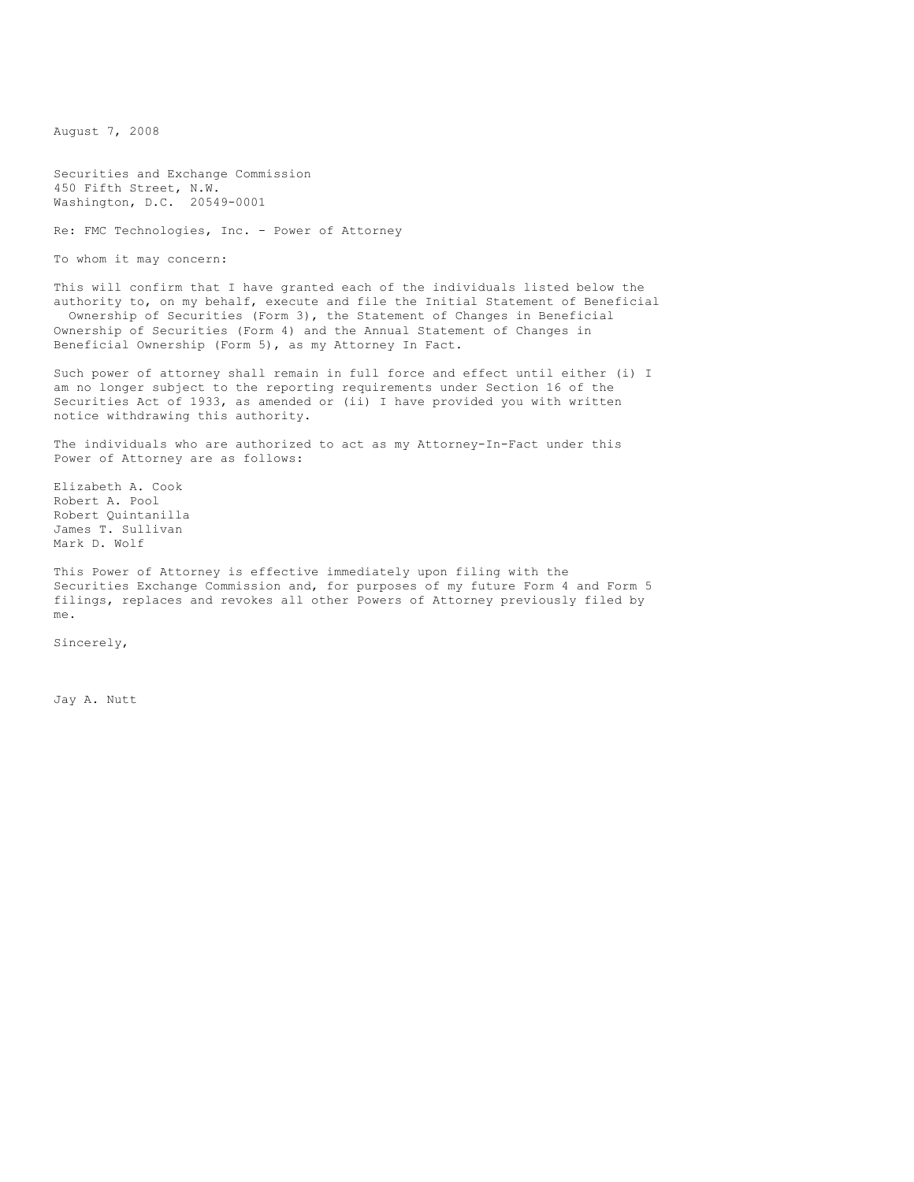August 7, 2008

Securities and Exchange Commission
450 Fifth Street, N.W.
Washington, D.C. 20549-0001

Re: FMC Technologies, Inc. - Power of Attorney

To whom it may concern:

This will confirm that I have granted each of the individuals listed below the authority to, on my behalf, execute and file the Initial Statement of Beneficial Ownership of Securities (Form 3), the Statement of Changes in Beneficial Ownership of Securities (Form 4) and the Annual Statement of Changes in Beneficial Ownership (Form 5), as my Attorney In Fact.

Such power of attorney shall remain in full force and effect until either (i) I am no longer subject to the reporting requirements under Section 16 of the Securities Act of 1933, as amended or (ii) I have provided you with written notice withdrawing this authority.

The individuals who are authorized to act as my Attorney-In-Fact under this Power of Attorney are as follows:

Elizabeth A. Cook
Robert A. Pool
Robert Quintanilla
James T. Sullivan
Mark D. Wolf

This Power of Attorney is effective immediately upon filing with the Securities Exchange Commission and, for purposes of my future Form 4 and Form 5 filings, replaces and revokes all other Powers of Attorney previously filed by me.

Sincerely,

Jay A. Nutt